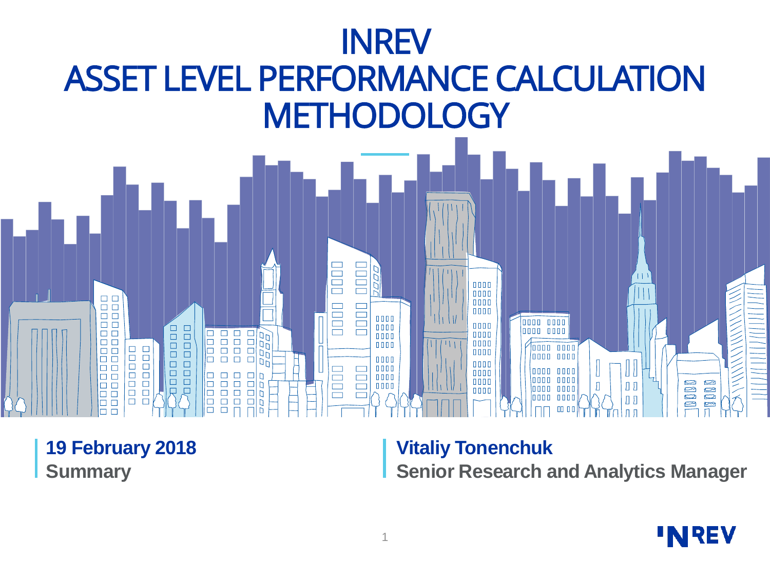# INREV
# ASSET LEVEL PERFORMANCE CALCULATION METHODOLOGY

**19 February 2018**
**Summary**

**Vitaliy Tonenchuk**
**Senior Research and Analytics Manager**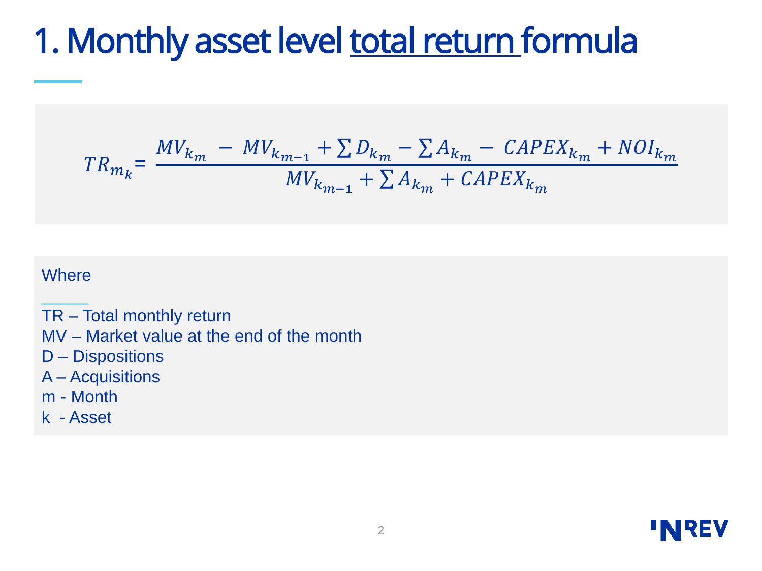# 1. Monthly asset level total return formula

$$TR_{m_k} = \frac{MV_{k_m} - MV_{k_{m-1}} + \sum D_{k_m} - \sum A_{k_m} - CAPEX_{k_m} + NOI_{k_m}}{MV_{k_{m-1}} + \sum A_{k_m} + CAPEX_{k_m}}$$

Where

TR – Total monthly return
MV – Market value at the end of the month
D – Dispositions
A – Acquisitions
m - Month
k - Asset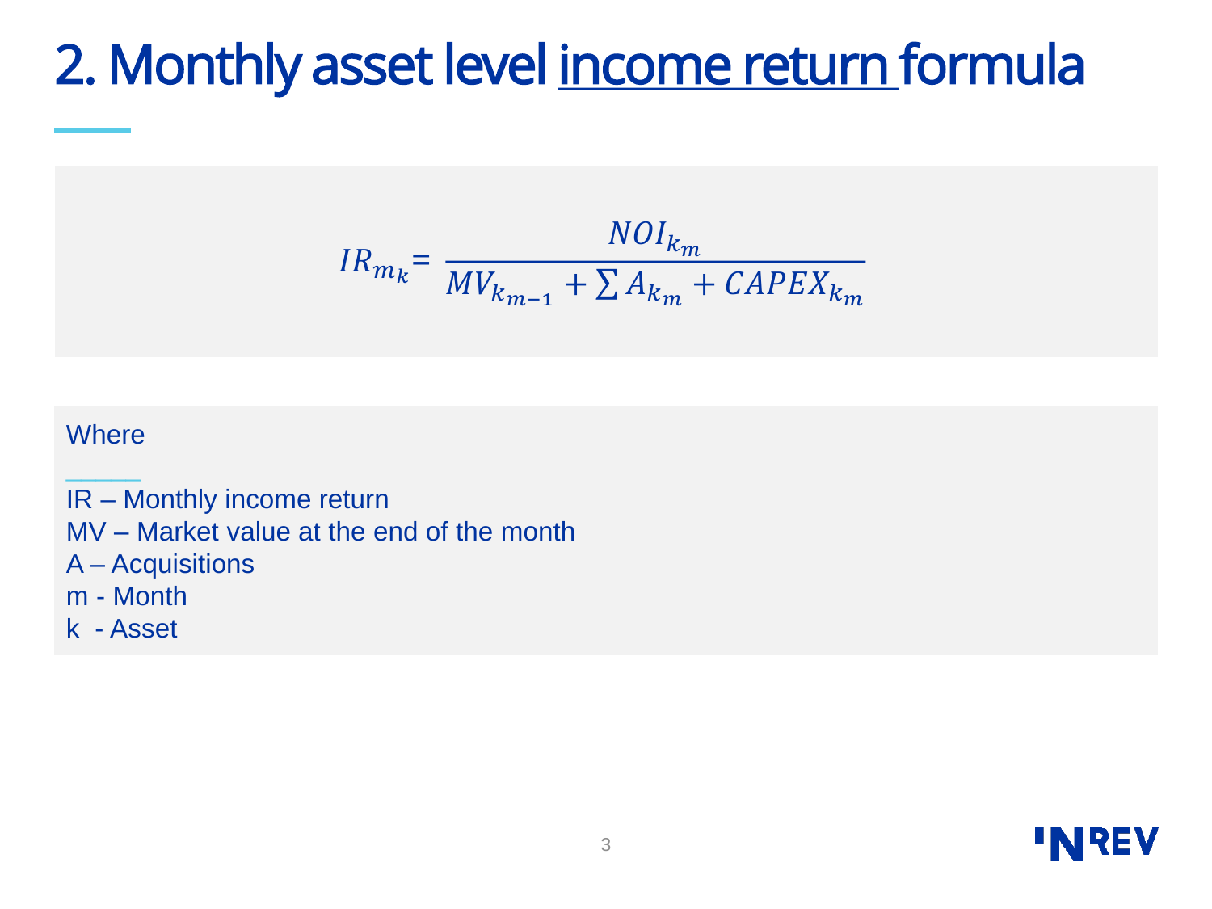# 2. Monthly asset level income return formula

$$IR_{m_k} = \frac{NOI_{k_m}}{MV_{k_{m-1}} + \sum A_{k_m} + CAPEX_{k_m}}$$

Where

IR – Monthly income return
MV – Market value at the end of the month
A – Acquisitions
m - Month
k - Asset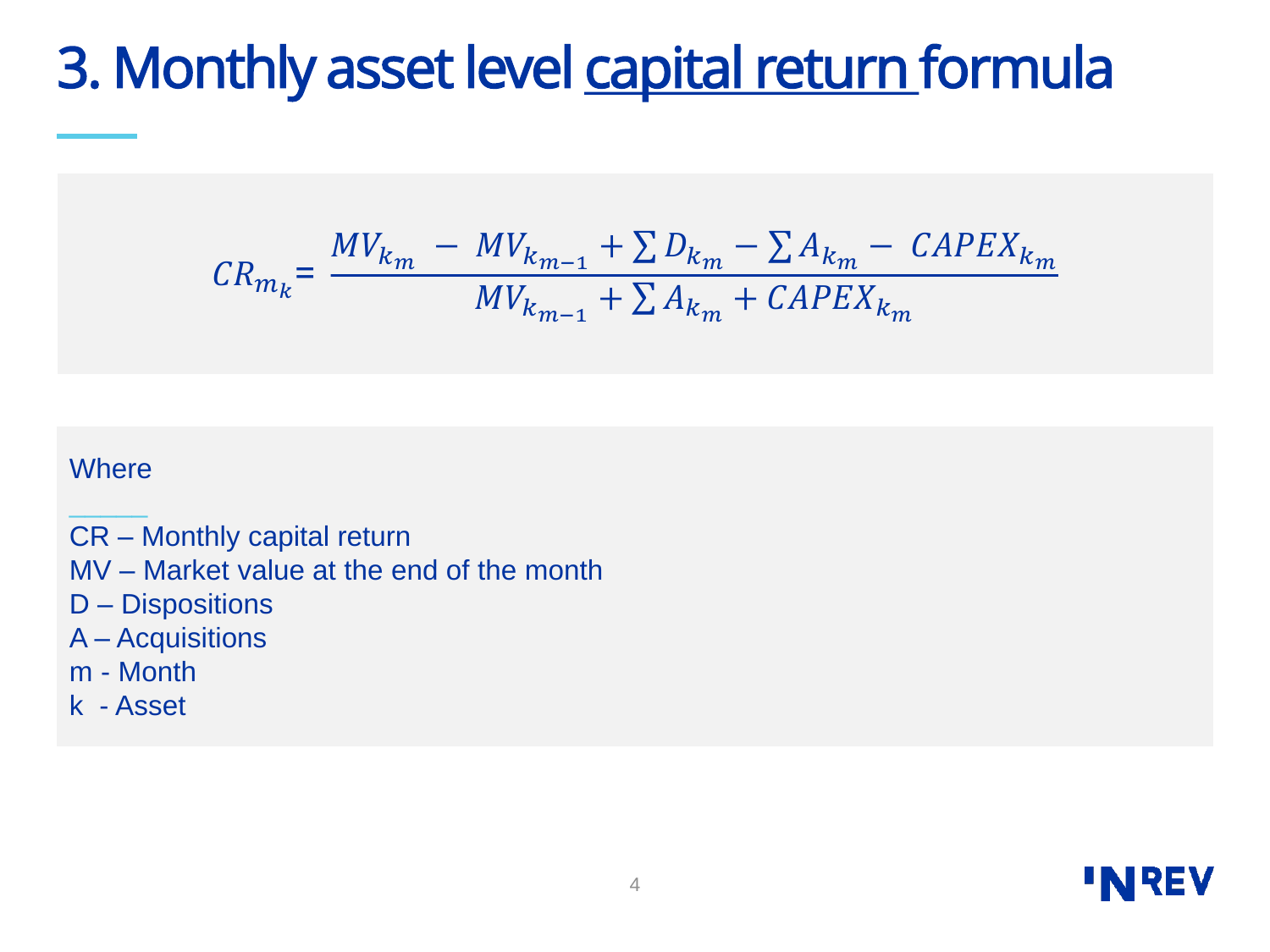# 3. Monthly asset level capital return formula

$$CR_{m_k} = \frac{MV_{k_m} - MV_{k_{m-1}} + \sum D_{k_m} - \sum A_{k_m} - CAPEX_{k_m}}{MV_{k_{m-1}} + \sum A_{k_m} + CAPEX_{k_m}}$$

Where

CR – Monthly capital return
MV – Market value at the end of the month
D – Dispositions
A – Acquisitions
m - Month
k - Asset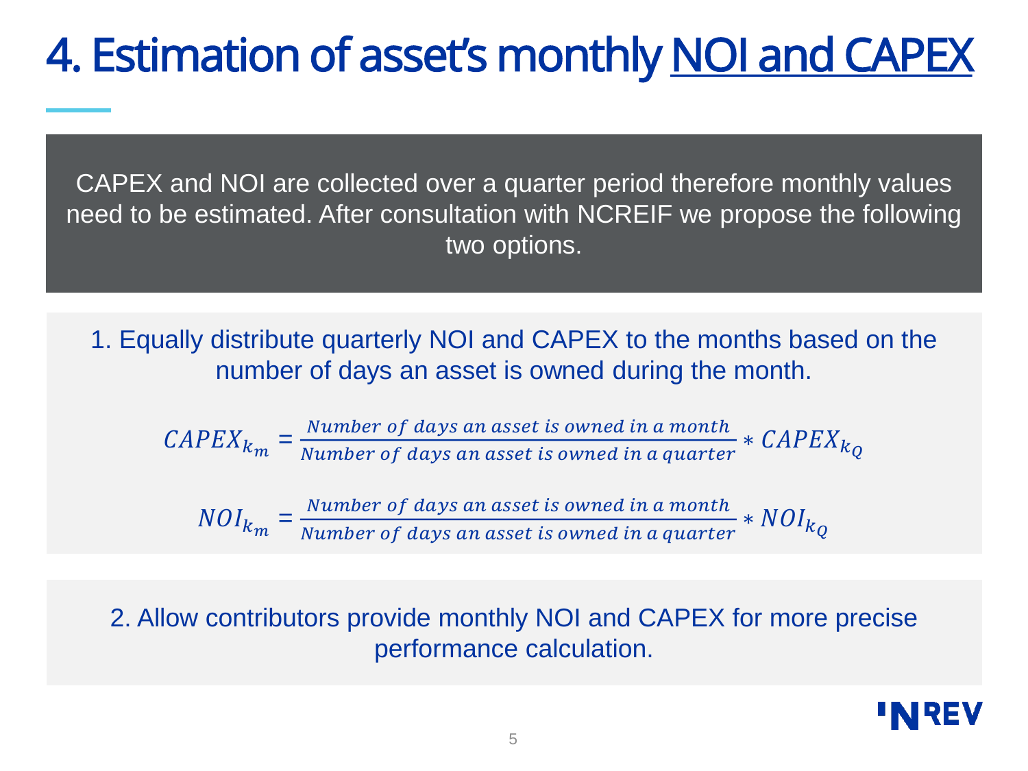# 4. Estimation of asset's monthly NOI and CAPEX

CAPEX and NOI are collected over a quarter period therefore monthly values need to be estimated. After consultation with NCREIF we propose the following two options.

1. Equally distribute quarterly NOI and CAPEX to the months based on the number of days an asset is owned during the month.

$$CAPEX_{k_m} = \frac{Number\ of\ days\ an\ asset\ is\ owned\ in\ a\ month}{Number\ of\ days\ an\ asset\ is\ owned\ in\ a\ quarter} * CAPEX_{k_Q}$$

$$NOI_{k_m} = \frac{Number\ of\ days\ an\ asset\ is\ owned\ in\ a\ month}{Number\ of\ days\ an\ asset\ is\ owned\ in\ a\ quarter} * NOI_{k_Q}$$

2. Allow contributors provide monthly NOI and CAPEX for more precise performance calculation.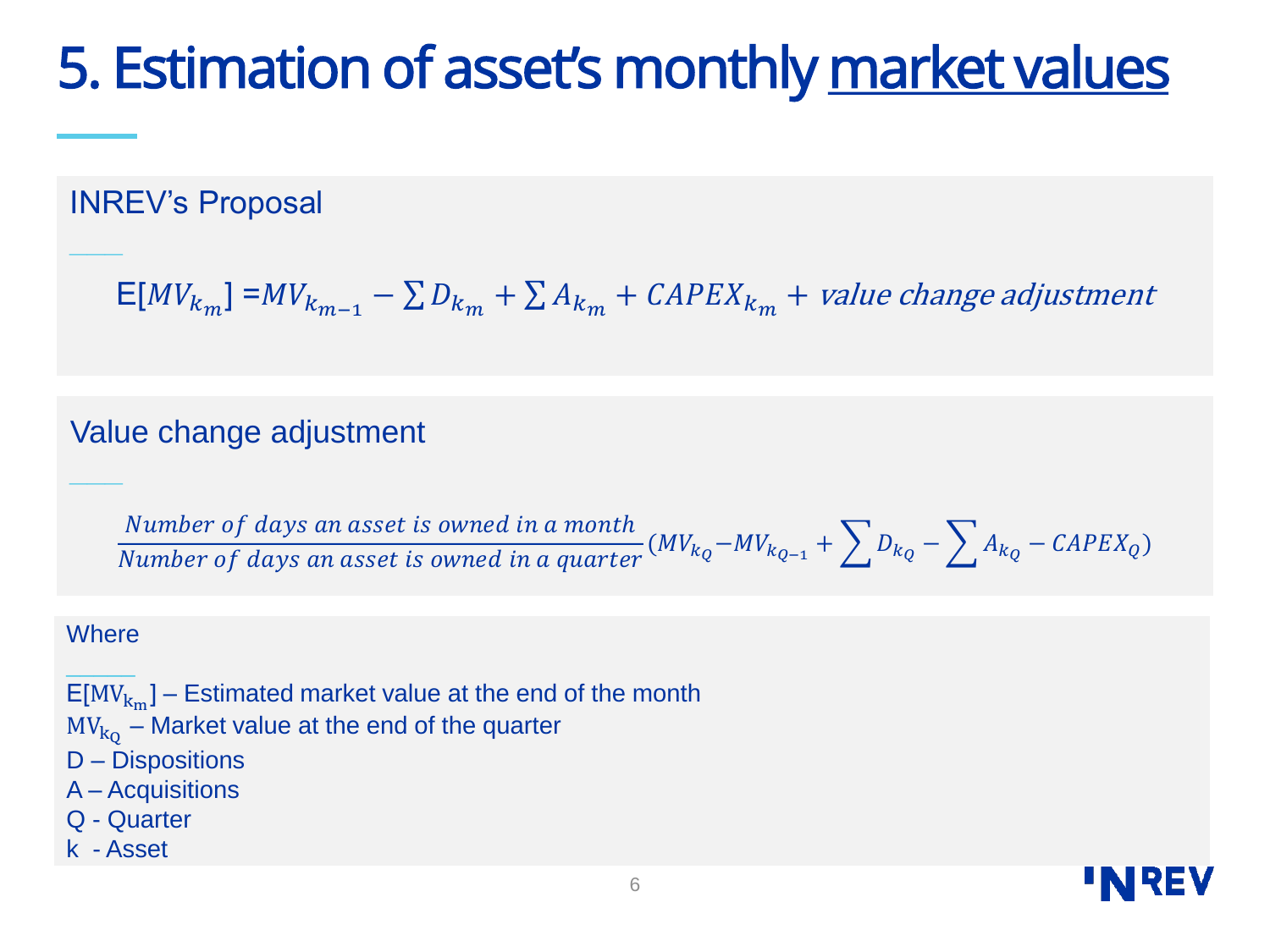# 5. Estimation of asset's monthly market values

## INREV's Proposal

$$E[MV_{k_m}] = MV_{k_{m-1}} - \sum D_{k_m} + \sum A_{k_m} + CAPEX_{k_m} + \text{value change adjustment}$$

## Value change adjustment

$$\frac{\text{Number of days an asset is owned in a month}}{\text{Number of days an asset is owned in a quarter}}(MV_{k_Q} - MV_{k_{Q-1}} + \sum D_{k_Q} - \sum A_{k_Q} - CAPEX_Q)$$

Where

$E[MV_{k_m}]$ – Estimated market value at the end of the month
$MV_{k_Q}$ – Market value at the end of the quarter
D – Dispositions
A – Acquisitions
Q - Quarter
k - Asset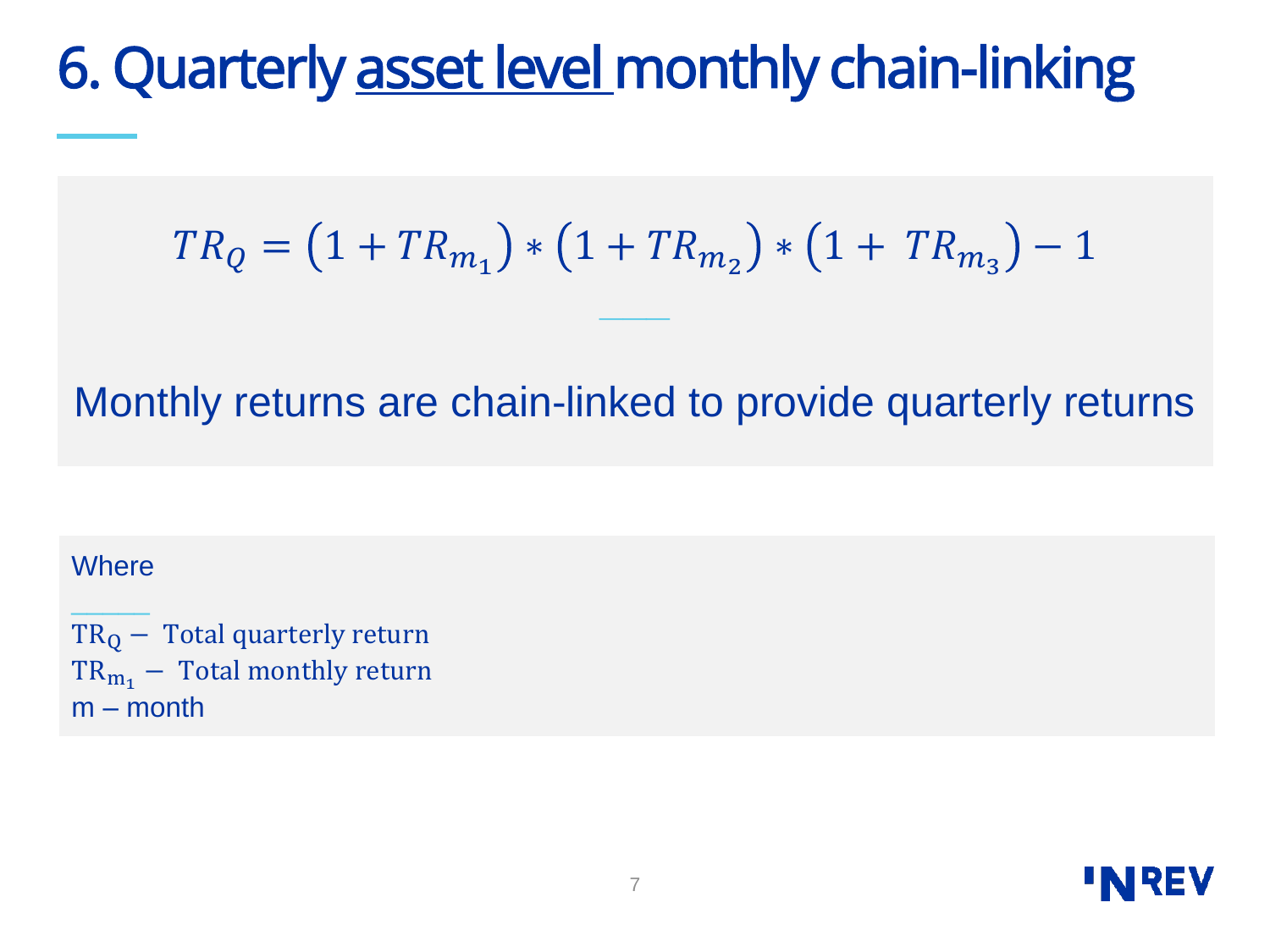# 6. Quarterly asset level monthly chain-linking

$$TR_Q = \left(1 + TR_{m_1}\right) * \left(1 + TR_{m_2}\right) * \left(1 + TR_{m_3}\right) - 1$$

Monthly returns are chain-linked to provide quarterly returns

Where

$\mathrm{TR_Q}$ − Total quarterly return
$\mathrm{TR_{m_1}}$ − Total monthly return
m – month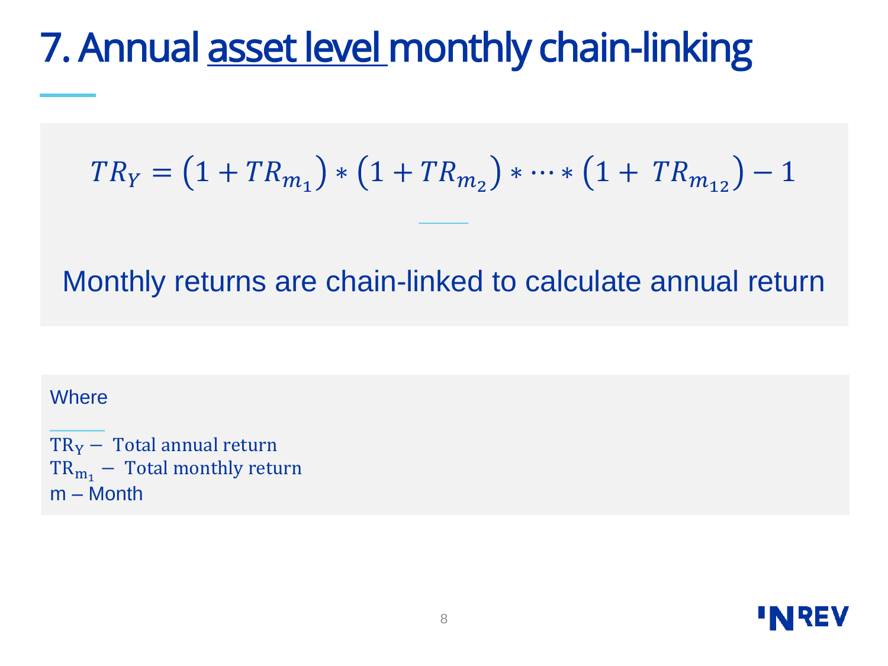# 7. Annual asset level monthly chain-linking

$$TR_Y = (1 + TR_{m_1}) * (1 + TR_{m_2}) * \cdots * (1 + TR_{m_{12}}) - 1$$

Monthly returns are chain-linked to calculate annual return

Where

$\mathrm{TR_Y}$ – Total annual return
$\mathrm{TR_{m_1}}$ – Total monthly return
m – Month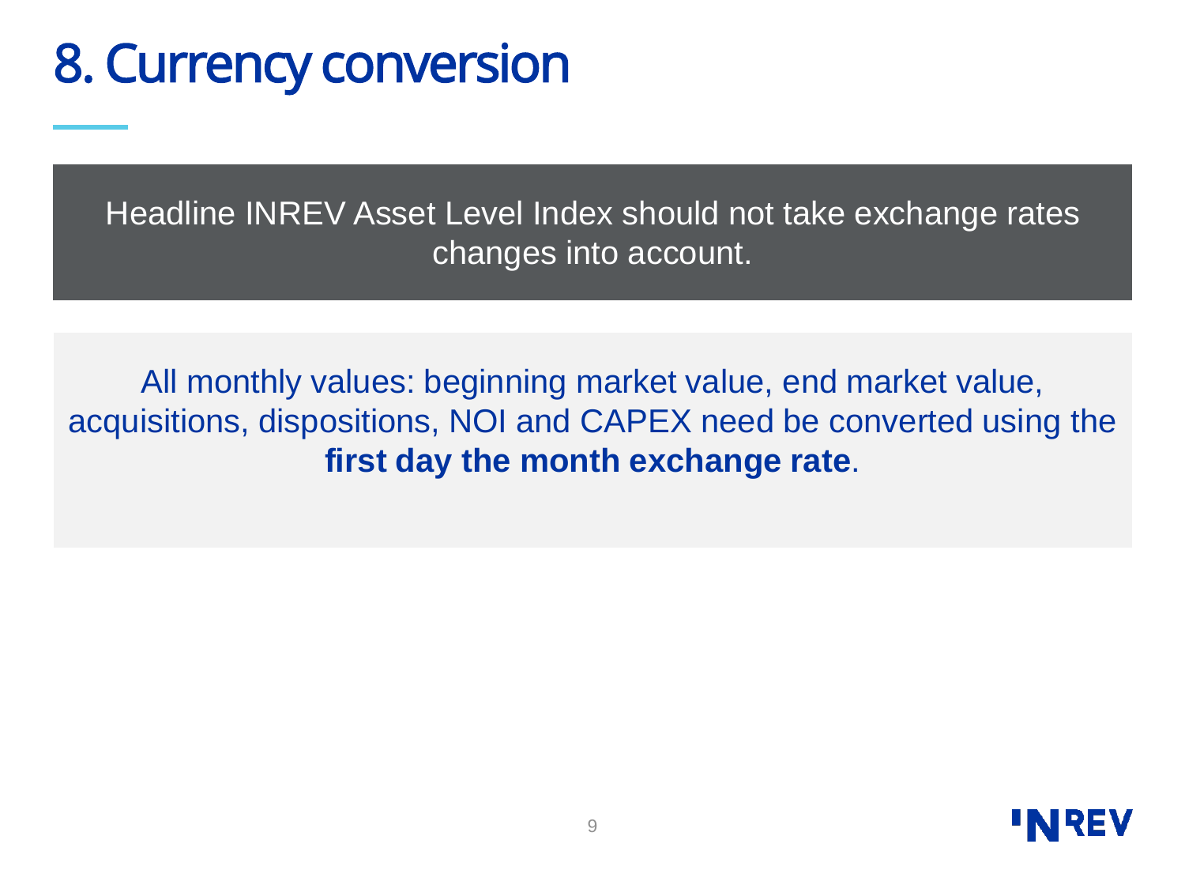# 8. Currency conversion

Headline INREV Asset Level Index should not take exchange rates changes into account.

All monthly values: beginning market value, end market value, acquisitions, dispositions, NOI and CAPEX need be converted using the **first day the month exchange rate**.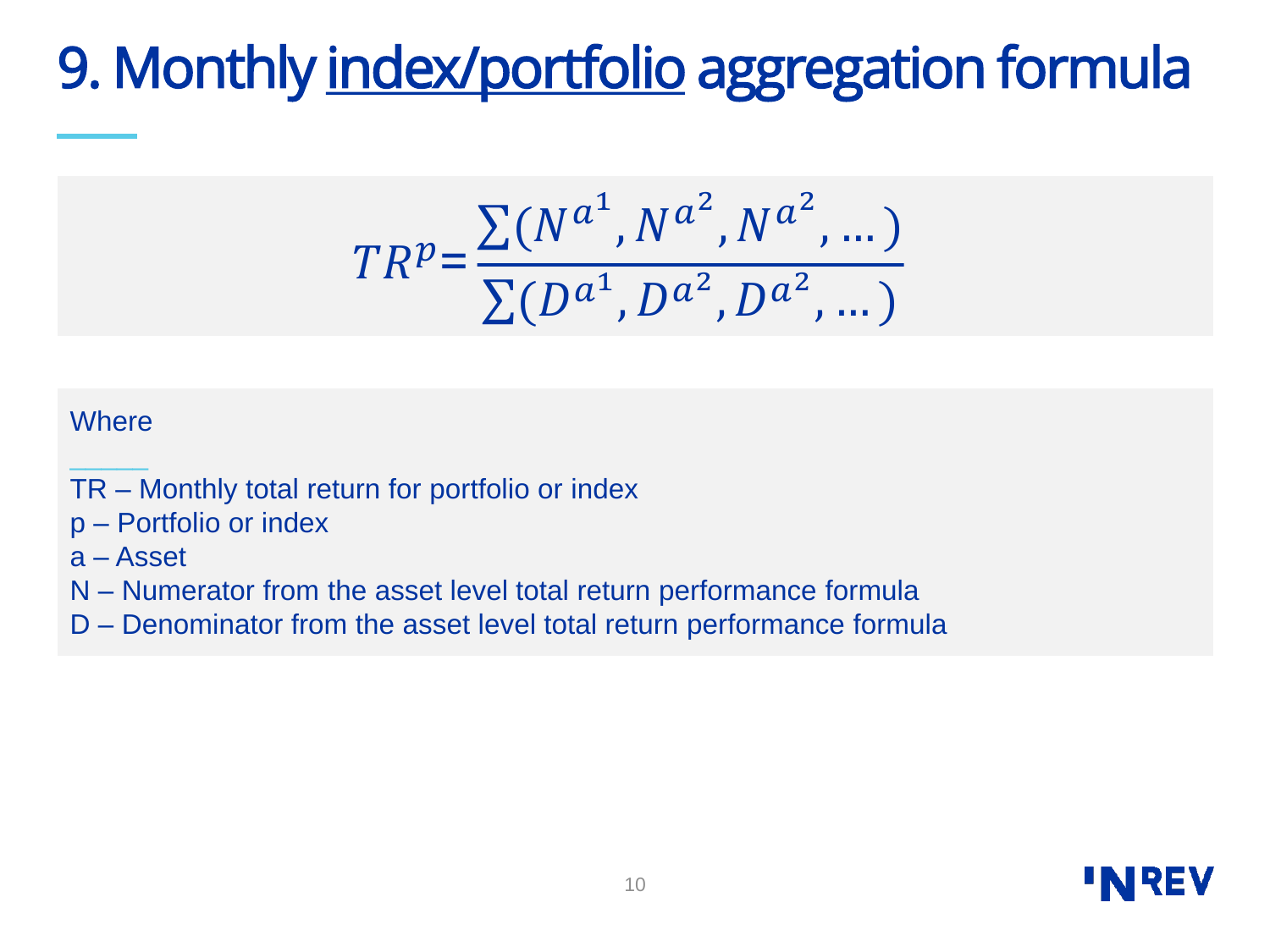# 9. Monthly index/portfolio aggregation formula

$$TR^{p} = \frac{\sum(N^{a^1}, N^{a^2}, N^{a^2}, \dots)}{\sum(D^{a^1}, D^{a^2}, D^{a^2}, \dots)}$$

Where

TR – Monthly total return for portfolio or index
p – Portfolio or index
a – Asset
N – Numerator from the asset level total return performance formula
D – Denominator from the asset level total return performance formula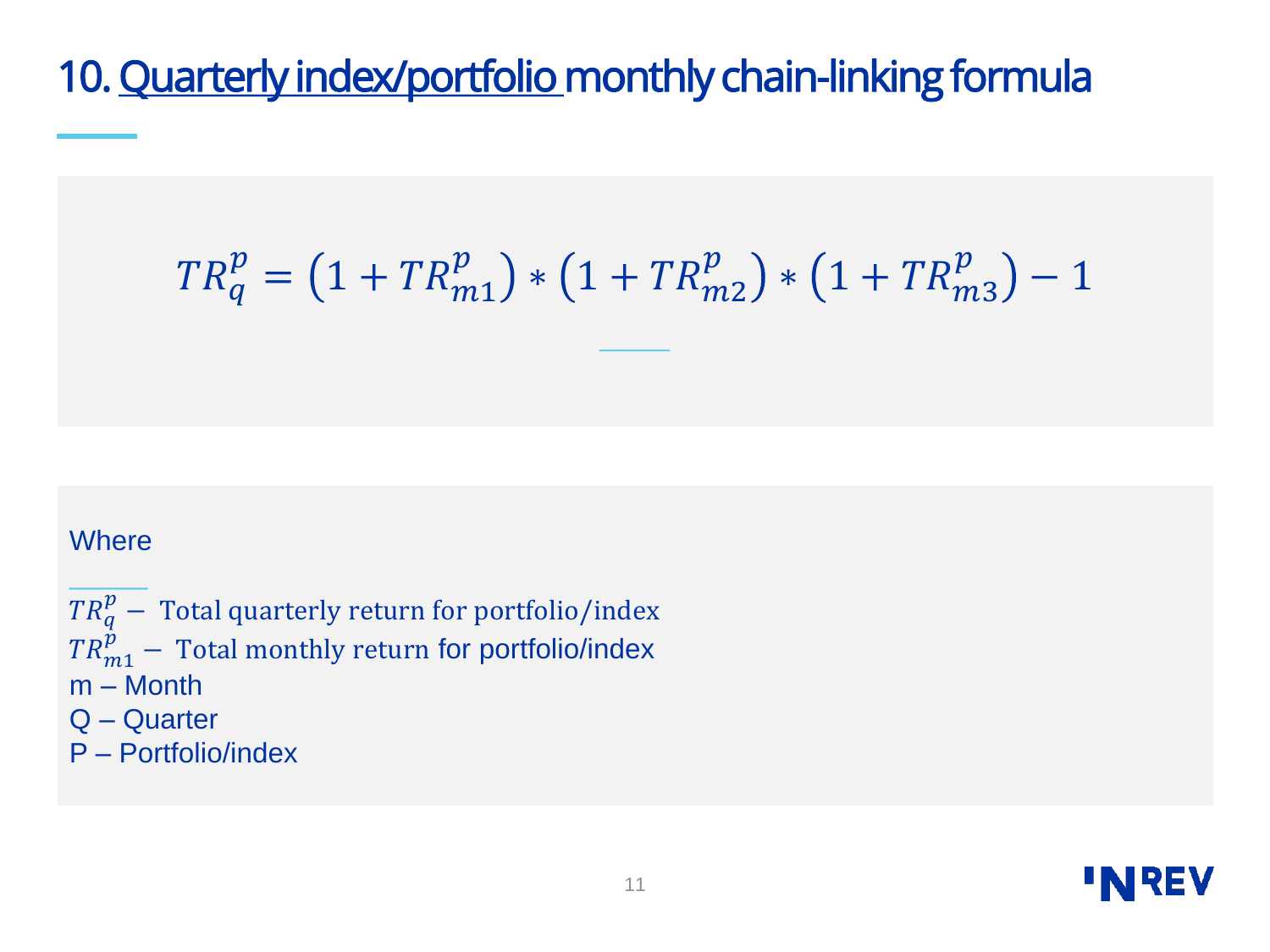# 10. Quarterly index/portfolio monthly chain-linking formula

$$TR_q^p = \left(1 + TR_{m1}^p\right) * \left(1 + TR_{m2}^p\right) * \left(1 + TR_{m3}^p\right) - 1$$

Where

$TR_q^p -$ Total quarterly return for portfolio/index
$TR_{m1}^p -$ Total monthly return for portfolio/index
m – Month
Q – Quarter
P – Portfolio/index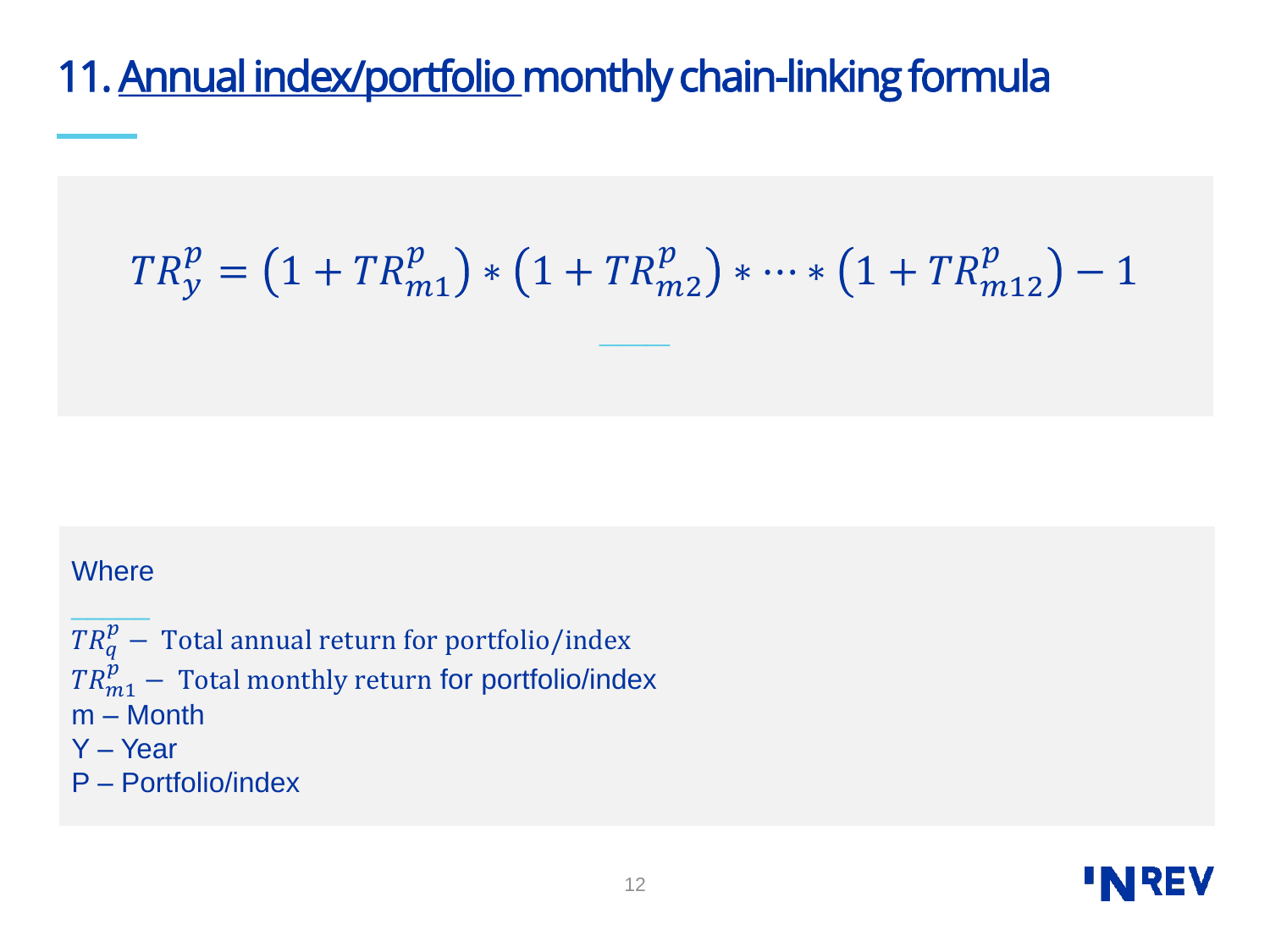# 11. Annual index/portfolio monthly chain-linking formula

$$TR_y^p = \left(1 + TR_{m1}^p\right) * \left(1 + TR_{m2}^p\right) * \cdots * \left(1 + TR_{m12}^p\right) - 1$$

Where

$TR_q^p -$ Total annual return for portfolio/index

$TR_{m1}^p -$ Total monthly return for portfolio/index

m – Month

Y – Year

P – Portfolio/index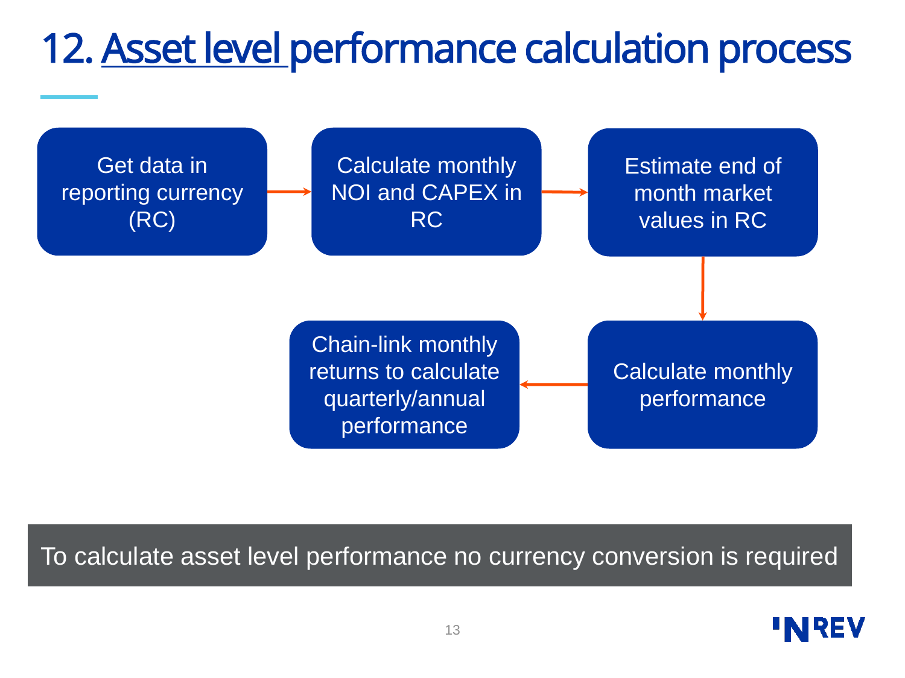# 12. Asset level performance calculation process

Get data in reporting currency (RC) → Calculate monthly NOI and CAPEX in RC → Estimate end of month market values in RC → Calculate monthly performance → Chain-link monthly returns to calculate quarterly/annual performance

To calculate asset level performance no currency conversion is required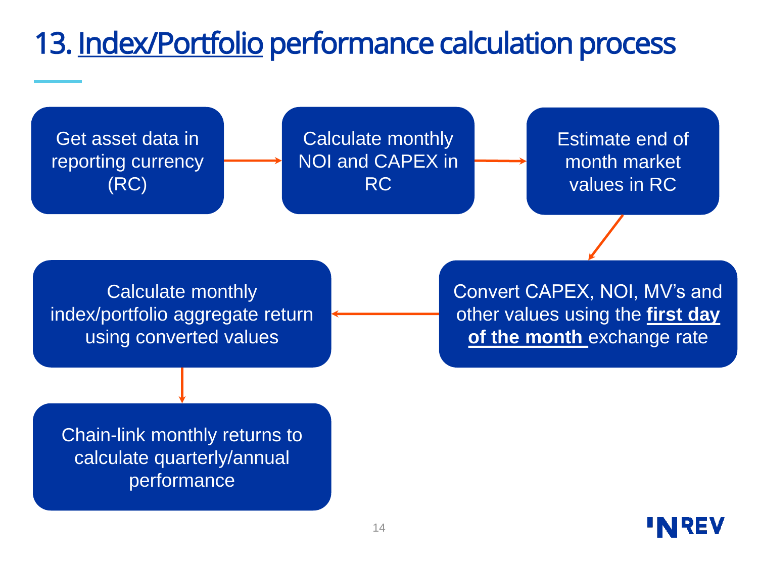# 13. Index/Portfolio performance calculation process

Get asset data in reporting currency (RC)

Calculate monthly NOI and CAPEX in RC

Estimate end of month market values in RC

Convert CAPEX, NOI, MV's and other values using the **first day of the month** exchange rate

Calculate monthly index/portfolio aggregate return using converted values

Chain-link monthly returns to calculate quarterly/annual performance